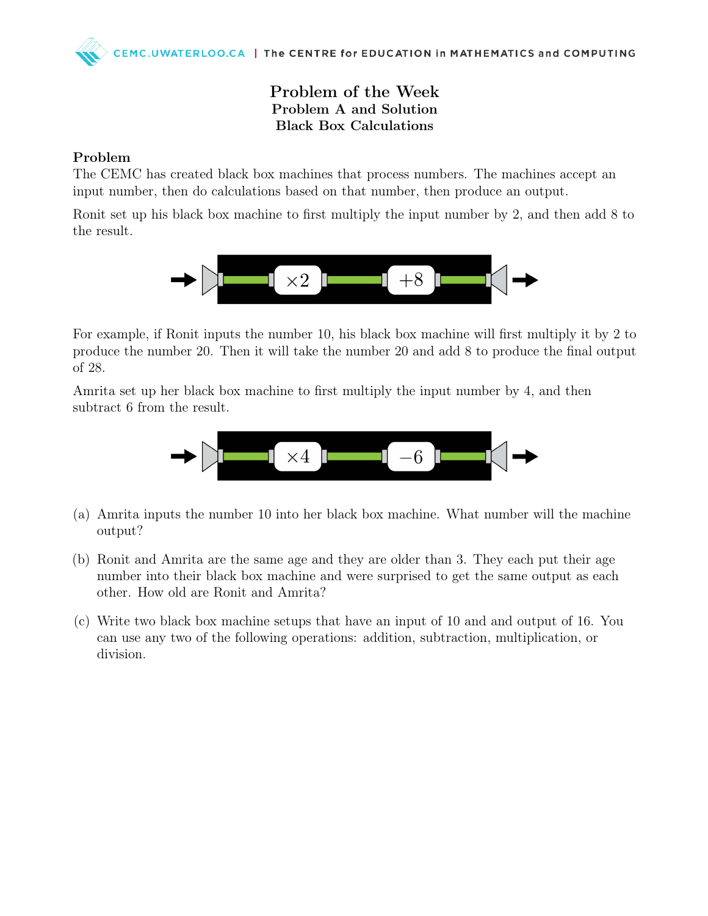# Problem of the Week

## Problem A and Solution

## Black Box Calculations

### Problem

The CEMC has created black box machines that process numbers. The machines accept an input number, then do calculations based on that number, then produce an output.

Ronit set up his black box machine to first multiply the input number by 2, and then add 8 to the result.

$\rightarrow$ $\times 2$ $\rightarrow$ $+8$ $\rightarrow$

For example, if Ronit inputs the number 10, his black box machine will first multiply it by 2 to produce the number 20. Then it will take the number 20 and add 8 to produce the final output of 28.

Amrita set up her black box machine to first multiply the input number by 4, and then subtract 6 from the result.

$\rightarrow$ $\times 4$ $\rightarrow$ $-6$ $\rightarrow$

(a) Amrita inputs the number 10 into her black box machine. What number will the machine output?

(b) Ronit and Amrita are the same age and they are older than 3. They each put their age number into their black box machine and were surprised to get the same output as each other. How old are Ronit and Amrita?

(c) Write two black box machine setups that have an input of 10 and and output of 16. You can use any two of the following operations: addition, subtraction, multiplication, or division.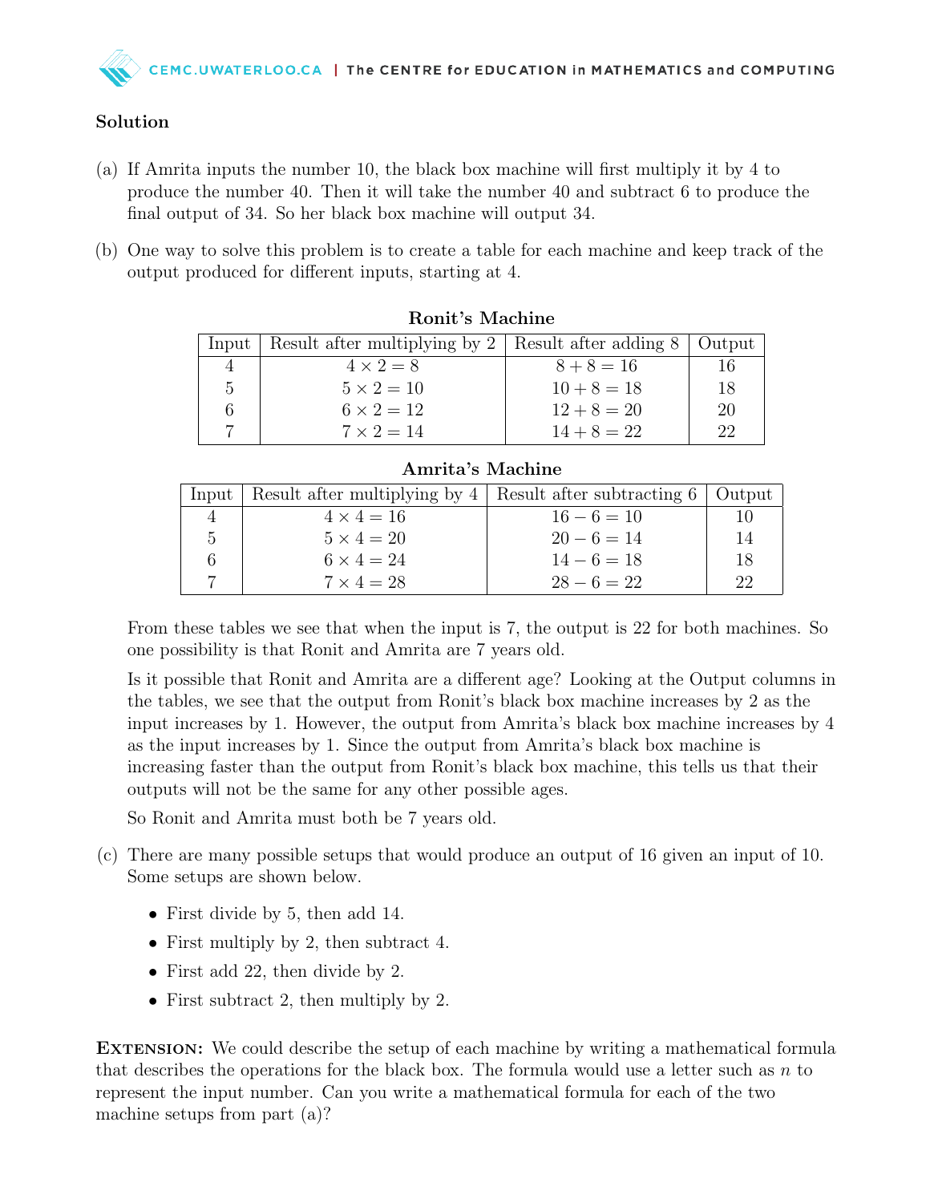**Solution**

(a) If Amrita inputs the number 10, the black box machine will first multiply it by 4 to produce the number 40. Then it will take the number 40 and subtract 6 to produce the final output of 34. So her black box machine will output 34.

(b) One way to solve this problem is to create a table for each machine and keep track of the output produced for different inputs, starting at 4.

**Ronit's Machine**

| Input | Result after multiplying by 2 | Result after adding 8 | Output |
|---|---|---|---|
| 4 | $4 \times 2 = 8$ | $8 + 8 = 16$ | 16 |
| 5 | $5 \times 2 = 10$ | $10 + 8 = 18$ | 18 |
| 6 | $6 \times 2 = 12$ | $12 + 8 = 20$ | 20 |
| 7 | $7 \times 2 = 14$ | $14 + 8 = 22$ | 22 |

**Amrita's Machine**

| Input | Result after multiplying by 4 | Result after subtracting 6 | Output |
|---|---|---|---|
| 4 | $4 \times 4 = 16$ | $16 - 6 = 10$ | 10 |
| 5 | $5 \times 4 = 20$ | $20 - 6 = 14$ | 14 |
| 6 | $6 \times 4 = 24$ | $14 - 6 = 18$ | 18 |
| 7 | $7 \times 4 = 28$ | $28 - 6 = 22$ | 22 |

From these tables we see that when the input is 7, the output is 22 for both machines. So one possibility is that Ronit and Amrita are 7 years old.

Is it possible that Ronit and Amrita are a different age? Looking at the Output columns in the tables, we see that the output from Ronit's black box machine increases by 2 as the input increases by 1. However, the output from Amrita's black box machine increases by 4 as the input increases by 1. Since the output from Amrita's black box machine is increasing faster than the output from Ronit's black box machine, this tells us that their outputs will not be the same for any other possible ages.

So Ronit and Amrita must both be 7 years old.

(c) There are many possible setups that would produce an output of 16 given an input of 10. Some setups are shown below.

- First divide by 5, then add 14.
- First multiply by 2, then subtract 4.
- First add 22, then divide by 2.
- First subtract 2, then multiply by 2.

**Extension:** We could describe the setup of each machine by writing a mathematical formula that describes the operations for the black box. The formula would use a letter such as $n$ to represent the input number. Can you write a mathematical formula for each of the two machine setups from part (a)?